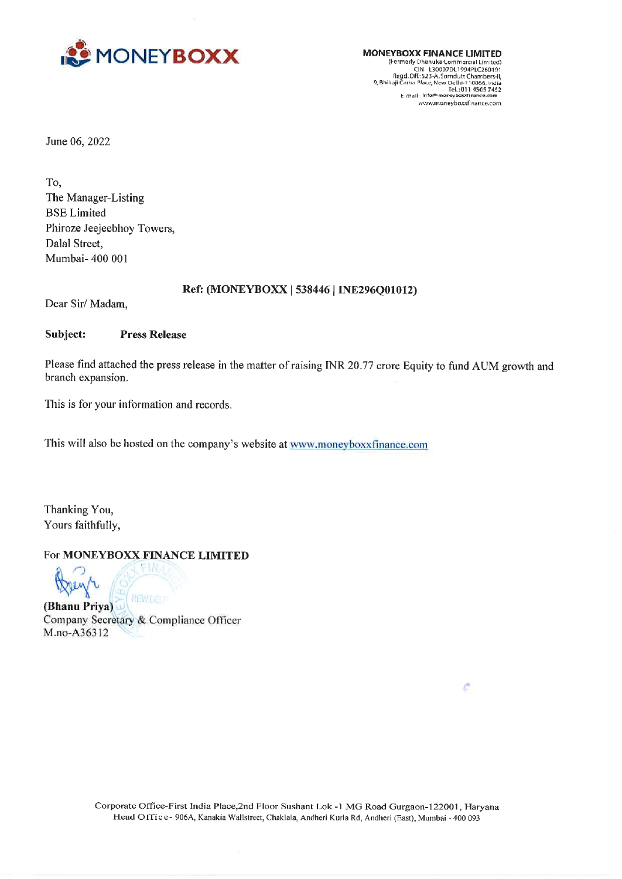**MONEYBOXX FINANCE LIMITED**
(Formerly Dhanuka Commercial Limited)
CIN L30007DL1994PLC260191
Regd.Off.:523-A,Somdutt Chambers-II,
9, Bhikaji Cama Place, New Delhi-110066,India
Tel.:011 4505 7452
E mail: info@moneyboxxfinance.com
www.moneyboxxfinance.com

June 06, 2022

To,
The Manager-Listing
BSE Limited
Phiroze Jeejeebhoy Towers,
Dalal Street,
Mumbai- 400 001

**Ref: (MONEYBOXX | 538446 | INE296Q01012)**

Dear Sir/ Madam,

**Subject: Press Release**

Please find attached the press release in the matter of raising INR 20.77 crore Equity to fund AUM growth and branch expansion.

This is for your information and records.

This will also be hosted on the company's website at www.moneyboxxfinance.com

Thanking You,
Yours faithfully,

For **MONEYBOXX FINANCE LIMITED**

**(Bhanu Priya)**
Company Secretary & Compliance Officer
M.no-A36312

Corporate Office-First India Place,2nd Floor Sushant Lok -1 MG Road Gurgaon-122001, Haryana
Head Office- 906A, Kanakia Wallstreet, Chaklala, Andheri Kurla Rd, Andheri (East), Mumbai - 400 093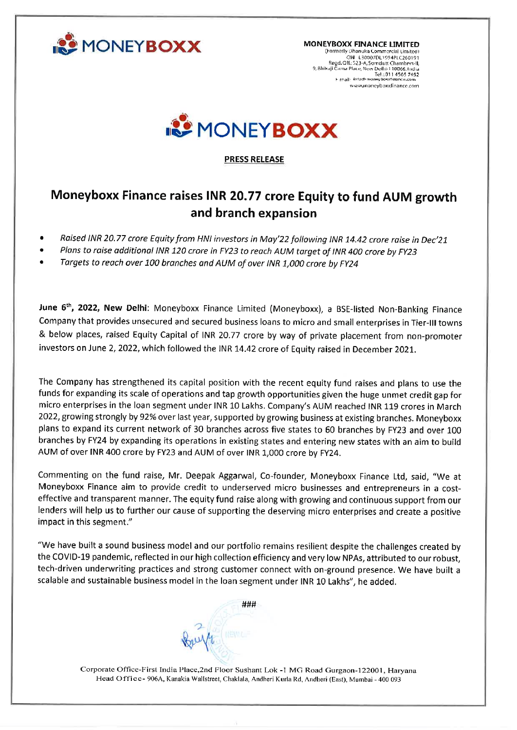MONEYBOXX

**MONEYBOXX FINANCE LIMITED**
(Formerly Dhanuka Commercial Limited)
CIN L30007DL1994PLC260191
Regd.Off.: 523-A, Somdutt Chambers-II,
9, Bhikaji Cama Place, New Delhi-110066, India
Tel.: 011 4565 7452
E-mail: info@moneyboxxfinance.com
www.moneyboxxfinance.com

MONEYBOXX

**PRESS RELEASE**

# Moneyboxx Finance raises INR 20.77 crore Equity to fund AUM growth and branch expansion

- *Raised INR 20.77 crore Equity from HNI investors in May'22 following INR 14.42 crore raise in Dec'21*
- *Plans to raise additional INR 120 crore in FY23 to reach AUM target of INR 400 crore by FY23*
- *Targets to reach over 100 branches and AUM of over INR 1,000 crore by FY24*

**June 6th, 2022, New Delhi**: Moneyboxx Finance Limited (Moneyboxx), a BSE-listed Non-Banking Finance Company that provides unsecured and secured business loans to micro and small enterprises in Tier-III towns & below places, raised Equity Capital of INR 20.77 crore by way of private placement from non-promoter investors on June 2, 2022, which followed the INR 14.42 crore of Equity raised in December 2021.

The Company has strengthened its capital position with the recent equity fund raises and plans to use the funds for expanding its scale of operations and tap growth opportunities given the huge unmet credit gap for micro enterprises in the loan segment under INR 10 Lakhs. Company's AUM reached INR 119 crores in March 2022, growing strongly by 92% over last year, supported by growing business at existing branches. Moneyboxx plans to expand its current network of 30 branches across five states to 60 branches by FY23 and over 100 branches by FY24 by expanding its operations in existing states and entering new states with an aim to build AUM of over INR 400 crore by FY23 and AUM of over INR 1,000 crore by FY24.

Commenting on the fund raise, Mr. Deepak Aggarwal, Co-founder, Moneyboxx Finance Ltd, said, "We at Moneyboxx Finance aim to provide credit to underserved micro businesses and entrepreneurs in a cost-effective and transparent manner. The equity fund raise along with growing and continuous support from our lenders will help us to further our cause of supporting the deserving micro enterprises and create a positive impact in this segment."

"We have built a sound business model and our portfolio remains resilient despite the challenges created by the COVID-19 pandemic, reflected in our high collection efficiency and very low NPAs, attributed to our robust, tech-driven underwriting practices and strong customer connect with on-ground presence. We have built a scalable and sustainable business model in the loan segment under INR 10 Lakhs", he added.

###

Corporate Office-First India Place,2nd Floor Sushant Lok -1 MG Road Gurgaon-122001, Haryana
Head Office- 906A, Kanakia Wallstreet, Chaklala, Andheri Kurla Rd, Andheri (East), Mumbai - 400 093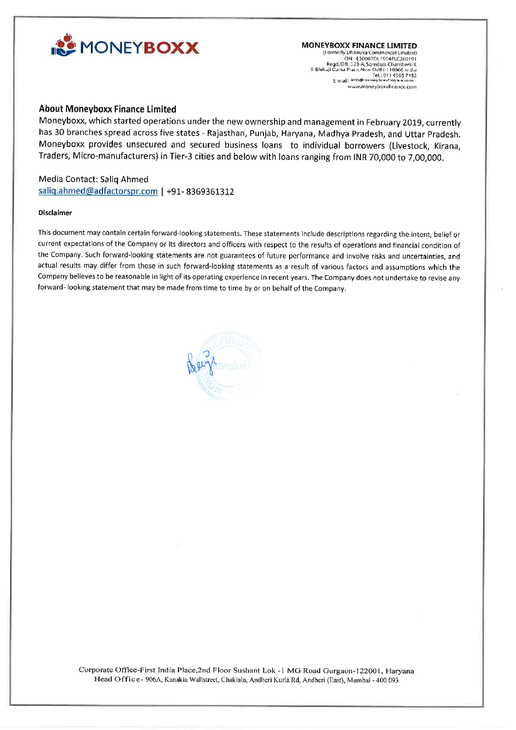MONEYBOXX

**MONEYBOXX FINANCE LIMITED**
(Formerly Dhanuka Commercial Limited)
CIN L30007DL1994PLC260191
Regd. Off.: 523-A, Somdutt Chambers-II,
9, Bhikaji Cama Place, New Delhi-110066, India
Tel.: 011 4565 7452
E mail: info@moneyboxxfinance.com
www.moneyboxxfinance.com

## About Moneyboxx Finance Limited

Moneyboxx, which started operations under the new ownership and management in February 2019, currently has 30 branches spread across five states - Rajasthan, Punjab, Haryana, Madhya Pradesh, and Uttar Pradesh. Moneyboxx provides unsecured and secured business loans to individual borrowers (Livestock, Kirana, Traders, Micro-manufacturers) in Tier-3 cities and below with loans ranging from INR 70,000 to 7,00,000.

Media Contact: Saliq Ahmed
saliq.ahmed@adfactorspr.com | +91- 8369361312

**Disclaimer**

This document may contain certain forward-looking statements. These statements include descriptions regarding the intent, belief or current expectations of the Company or its directors and officers with respect to the results of operations and financial condition of the Company. Such forward-looking statements are not guarantees of future performance and involve risks and uncertainties, and actual results may differ from those in such forward-looking statements as a result of various factors and assumptions which the Company believes to be reasonable in light of its operating experience in recent years. The Company does not undertake to revise any forward- looking statement that may be made from time to time by or on behalf of the Company.

Corporate Office-First India Place,2nd Floor Sushant Lok -1 MG Road Gurgaon-122001, Haryana
Head Office- 906A, Kanakia Wallstreet, Chaklala, Andheri Kurla Rd, Andheri (East), Mumbai - 400 093